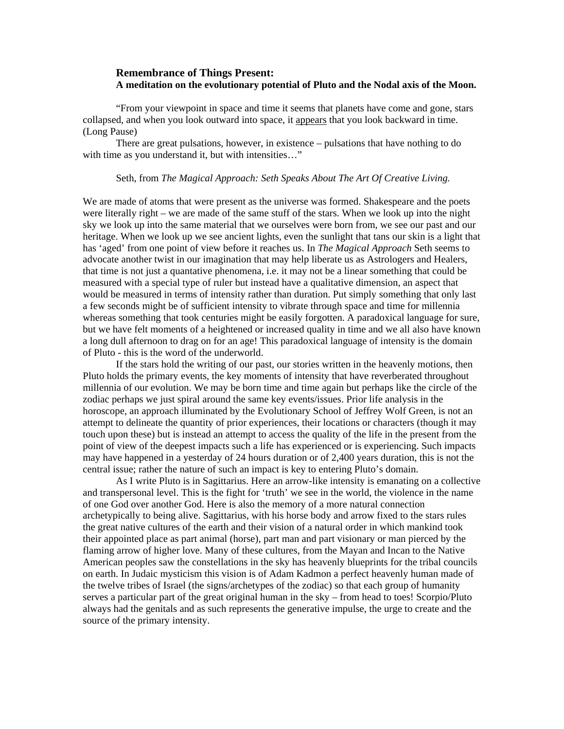## Remembrance of Things Present:
### A meditation on the evolutionary potential of Pluto and the Nodal axis of the Moon.

"From your viewpoint in space and time it seems that planets have come and gone, stars collapsed, and when you look outward into space, it <u>appears</u> that you look backward in time. (Long Pause)

There are great pulsations, however, in existence – pulsations that have nothing to do with time as you understand it, but with intensities…"

Seth, from *The Magical Approach: Seth Speaks About The Art Of Creative Living.*

We are made of atoms that were present as the universe was formed. Shakespeare and the poets were literally right – we are made of the same stuff of the stars. When we look up into the night sky we look up into the same material that we ourselves were born from, we see our past and our heritage. When we look up we see ancient lights, even the sunlight that tans our skin is a light that has 'aged' from one point of view before it reaches us. In *The Magical Approach* Seth seems to advocate another twist in our imagination that may help liberate us as Astrologers and Healers, that time is not just a quantative phenomena, i.e. it may not be a linear something that could be measured with a special type of ruler but instead have a qualitative dimension, an aspect that would be measured in terms of intensity rather than duration. Put simply something that only last a few seconds might be of sufficient intensity to vibrate through space and time for millennia whereas something that took centuries might be easily forgotten. A paradoxical language for sure, but we have felt moments of a heightened or increased quality in time and we all also have known a long dull afternoon to drag on for an age! This paradoxical language of intensity is the domain of Pluto - this is the word of the underworld.

If the stars hold the writing of our past, our stories written in the heavenly motions, then Pluto holds the primary events, the key moments of intensity that have reverberated throughout millennia of our evolution. We may be born time and time again but perhaps like the circle of the zodiac perhaps we just spiral around the same key events/issues. Prior life analysis in the horoscope, an approach illuminated by the Evolutionary School of Jeffrey Wolf Green, is not an attempt to delineate the quantity of prior experiences, their locations or characters (though it may touch upon these) but is instead an attempt to access the quality of the life in the present from the point of view of the deepest impacts such a life has experienced or is experiencing. Such impacts may have happened in a yesterday of 24 hours duration or of 2,400 years duration, this is not the central issue; rather the nature of such an impact is key to entering Pluto's domain.

As I write Pluto is in Sagittarius. Here an arrow-like intensity is emanating on a collective and transpersonal level. This is the fight for 'truth' we see in the world, the violence in the name of one God over another God. Here is also the memory of a more natural connection archetypically to being alive. Sagittarius, with his horse body and arrow fixed to the stars rules the great native cultures of the earth and their vision of a natural order in which mankind took their appointed place as part animal (horse), part man and part visionary or man pierced by the flaming arrow of higher love. Many of these cultures, from the Mayan and Incan to the Native American peoples saw the constellations in the sky has heavenly blueprints for the tribal councils on earth. In Judaic mysticism this vision is of Adam Kadmon a perfect heavenly human made of the twelve tribes of Israel (the signs/archetypes of the zodiac) so that each group of humanity serves a particular part of the great original human in the sky – from head to toes! Scorpio/Pluto always had the genitals and as such represents the generative impulse, the urge to create and the source of the primary intensity.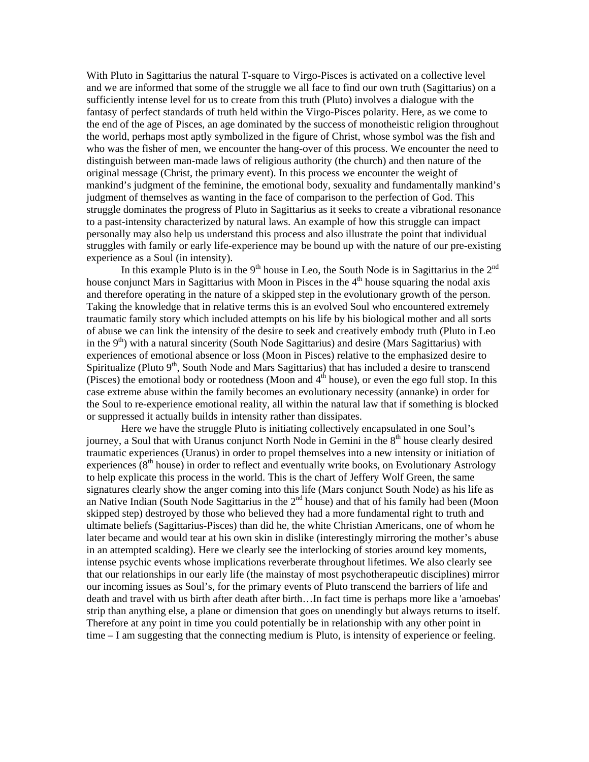With Pluto in Sagittarius the natural T-square to Virgo-Pisces is activated on a collective level and we are informed that some of the struggle we all face to find our own truth (Sagittarius) on a sufficiently intense level for us to create from this truth (Pluto) involves a dialogue with the fantasy of perfect standards of truth held within the Virgo-Pisces polarity. Here, as we come to the end of the age of Pisces, an age dominated by the success of monotheistic religion throughout the world, perhaps most aptly symbolized in the figure of Christ, whose symbol was the fish and who was the fisher of men, we encounter the hang-over of this process. We encounter the need to distinguish between man-made laws of religious authority (the church) and then nature of the original message (Christ, the primary event). In this process we encounter the weight of mankind's judgment of the feminine, the emotional body, sexuality and fundamentally mankind's judgment of themselves as wanting in the face of comparison to the perfection of God. This struggle dominates the progress of Pluto in Sagittarius as it seeks to create a vibrational resonance to a past-intensity characterized by natural laws. An example of how this struggle can impact personally may also help us understand this process and also illustrate the point that individual struggles with family or early life-experience may be bound up with the nature of our pre-existing experience as a Soul (in intensity).

In this example Pluto is in the 9th house in Leo, the South Node is in Sagittarius in the 2nd house conjunct Mars in Sagittarius with Moon in Pisces in the 4th house squaring the nodal axis and therefore operating in the nature of a skipped step in the evolutionary growth of the person. Taking the knowledge that in relative terms this is an evolved Soul who encountered extremely traumatic family story which included attempts on his life by his biological mother and all sorts of abuse we can link the intensity of the desire to seek and creatively embody truth (Pluto in Leo in the 9th) with a natural sincerity (South Node Sagittarius) and desire (Mars Sagittarius) with experiences of emotional absence or loss (Moon in Pisces) relative to the emphasized desire to Spiritualize (Pluto 9th, South Node and Mars Sagittarius) that has included a desire to transcend (Pisces) the emotional body or rootedness (Moon and 4th house), or even the ego full stop. In this case extreme abuse within the family becomes an evolutionary necessity (annanke) in order for the Soul to re-experience emotional reality, all within the natural law that if something is blocked or suppressed it actually builds in intensity rather than dissipates.

Here we have the struggle Pluto is initiating collectively encapsulated in one Soul's journey, a Soul that with Uranus conjunct North Node in Gemini in the 8th house clearly desired traumatic experiences (Uranus) in order to propel themselves into a new intensity or initiation of experiences (8th house) in order to reflect and eventually write books, on Evolutionary Astrology to help explicate this process in the world. This is the chart of Jeffery Wolf Green, the same signatures clearly show the anger coming into this life (Mars conjunct South Node) as his life as an Native Indian (South Node Sagittarius in the 2nd house) and that of his family had been (Moon skipped step) destroyed by those who believed they had a more fundamental right to truth and ultimate beliefs (Sagittarius-Pisces) than did he, the white Christian Americans, one of whom he later became and would tear at his own skin in dislike (interestingly mirroring the mother's abuse in an attempted scalding). Here we clearly see the interlocking of stories around key moments, intense psychic events whose implications reverberate throughout lifetimes. We also clearly see that our relationships in our early life (the mainstay of most psychotherapeutic disciplines) mirror our incoming issues as Soul's, for the primary events of Pluto transcend the barriers of life and death and travel with us birth after death after birth…In fact time is perhaps more like a 'amoebas' strip than anything else, a plane or dimension that goes on unendingly but always returns to itself. Therefore at any point in time you could potentially be in relationship with any other point in time – I am suggesting that the connecting medium is Pluto, is intensity of experience or feeling.